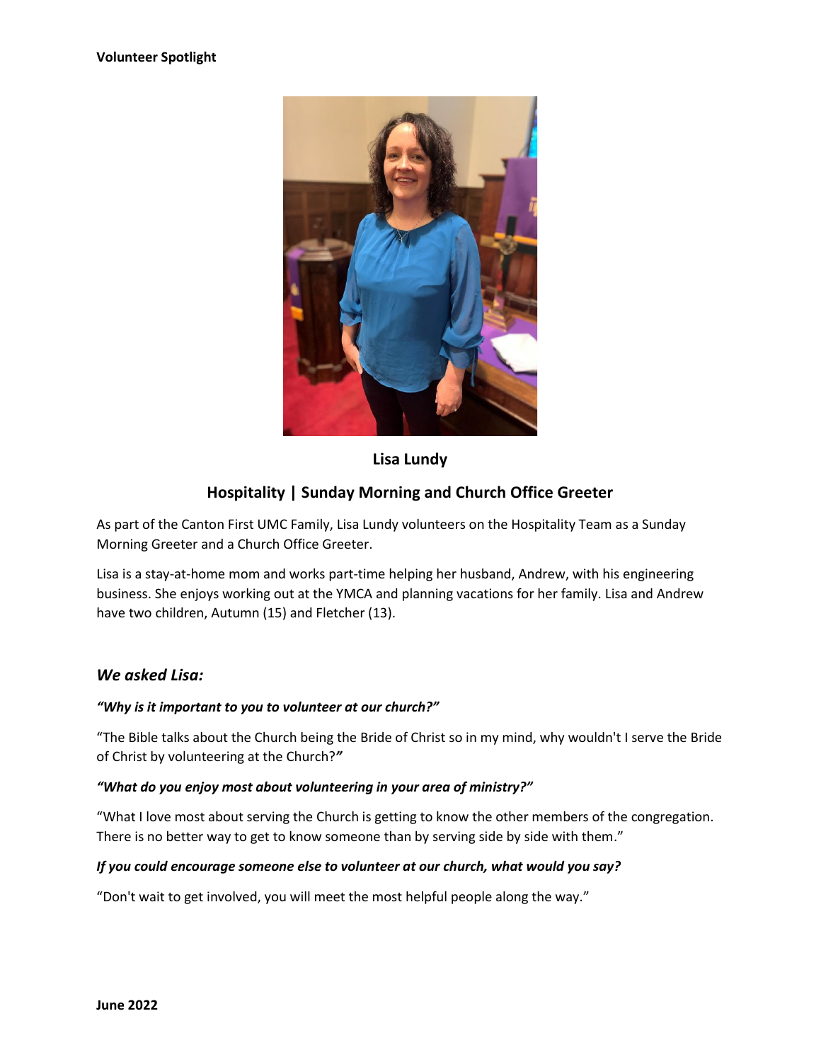**Volunteer Spotlight**

**Lisa Lundy**

**Hospitality | Sunday Morning and Church Office Greeter**

As part of the Canton First UMC Family, Lisa Lundy volunteers on the Hospitality Team as a Sunday Morning Greeter and a Church Office Greeter.

Lisa is a stay-at-home mom and works part-time helping her husband, Andrew, with his engineering business. She enjoys working out at the YMCA and planning vacations for her family. Lisa and Andrew have two children, Autumn (15) and Fletcher (13).

## *We asked Lisa:*

***"Why is it important to you to volunteer at our church?"***

"The Bible talks about the Church being the Bride of Christ so in my mind, why wouldn't I serve the Bride of Christ by volunteering at the Church?"

***"What do you enjoy most about volunteering in your area of ministry?"***

"What I love most about serving the Church is getting to know the other members of the congregation. There is no better way to get to know someone than by serving side by side with them."

***If you could encourage someone else to volunteer at our church, what would you say?***

"Don't wait to get involved, you will meet the most helpful people along the way."

**June 2022**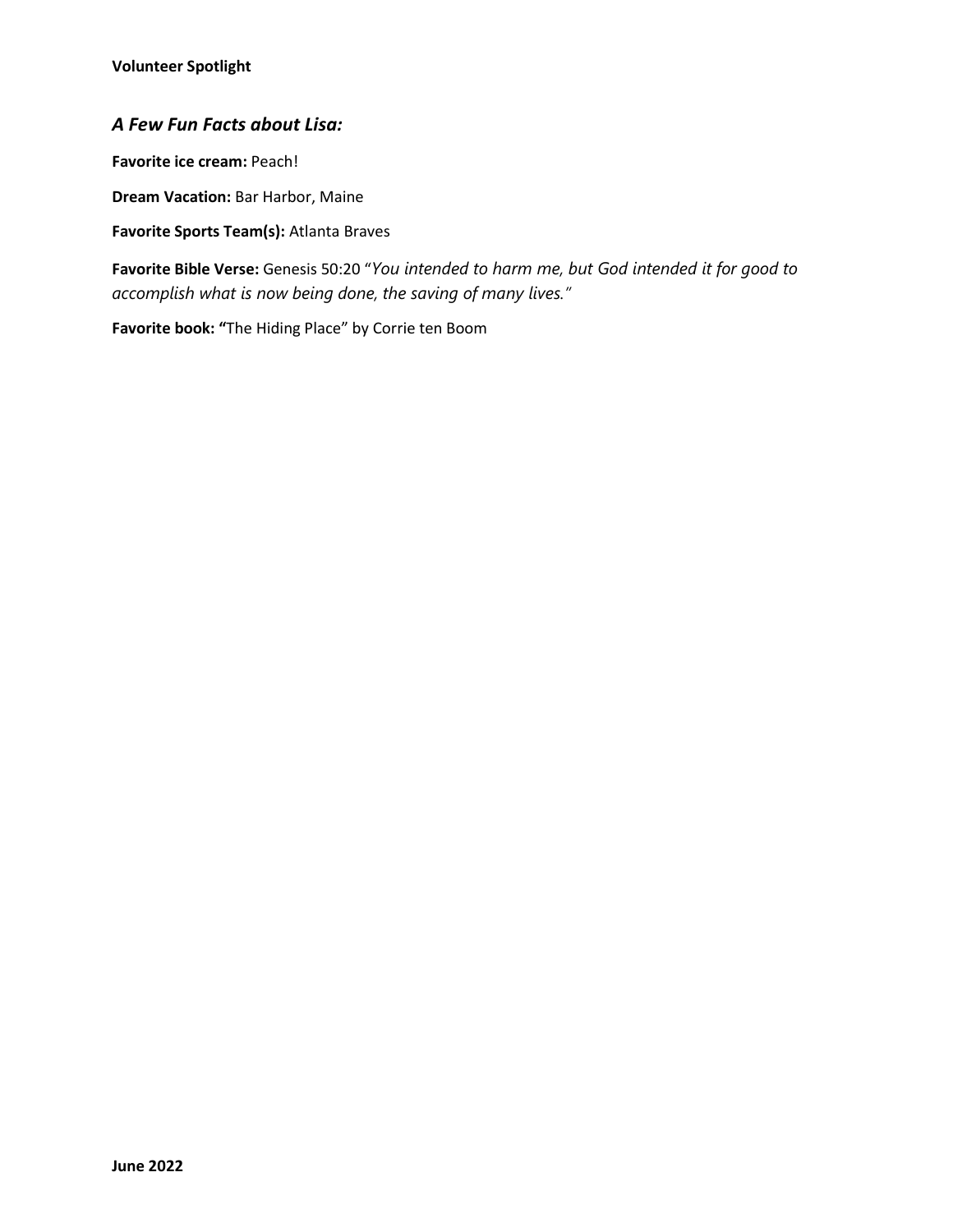## *A Few Fun Facts about Lisa:*

**Favorite ice cream:** Peach!

**Dream Vacation:** Bar Harbor, Maine

**Favorite Sports Team(s):** Atlanta Braves

**Favorite Bible Verse:** Genesis 50:20 "*You intended to harm me, but God intended it for good to accomplish what is now being done, the saving of many lives.*"

**Favorite book: "**The Hiding Place" by Corrie ten Boom